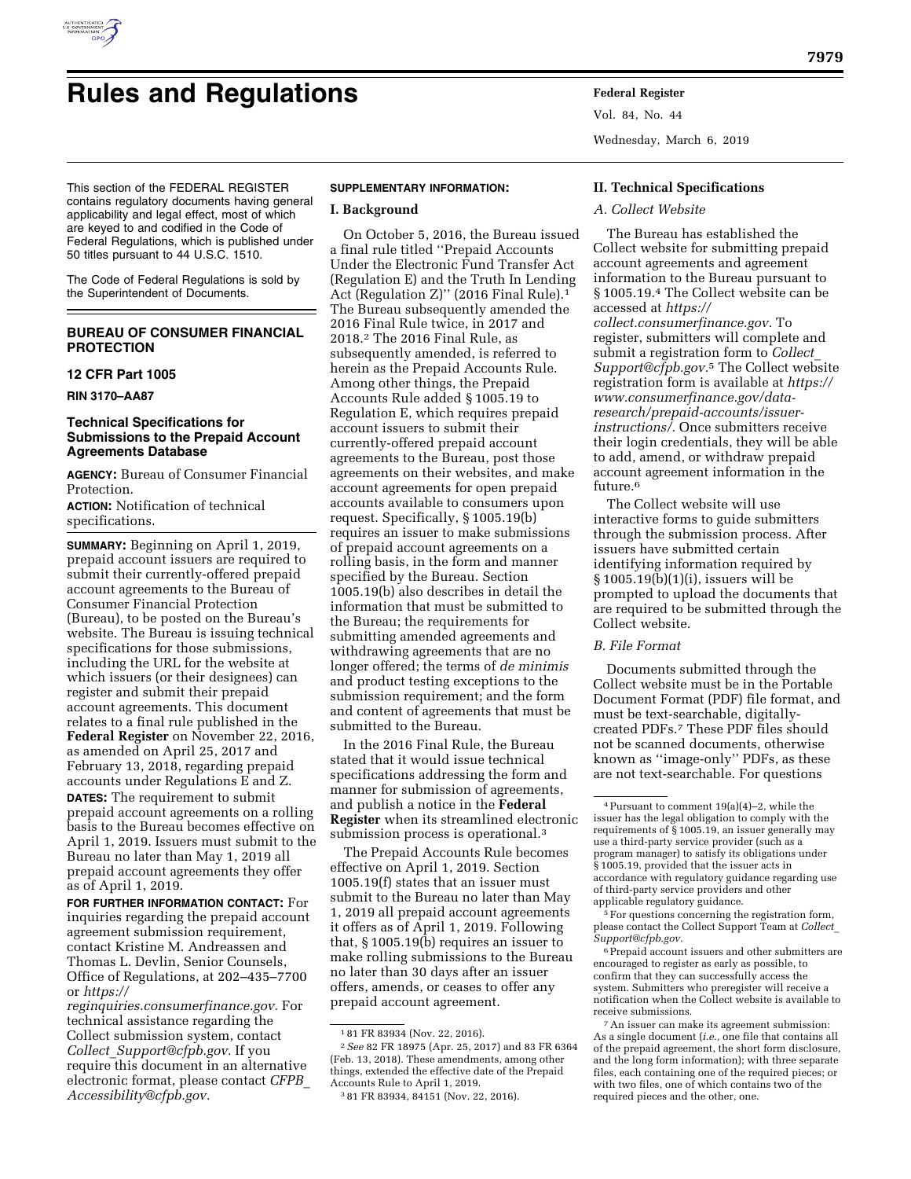# Rules and Regulations

This section of the FEDERAL REGISTER contains regulatory documents having general applicability and legal effect, most of which are keyed to and codified in the Code of Federal Regulations, which is published under 50 titles pursuant to 44 U.S.C. 1510.

The Code of Federal Regulations is sold by the Superintendent of Documents.

## BUREAU OF CONSUMER FINANCIAL PROTECTION

### 12 CFR Part 1005

**RIN 3170–AA87**

### Technical Specifications for Submissions to the Prepaid Account Agreements Database

**AGENCY:** Bureau of Consumer Financial Protection.

**ACTION:** Notification of technical specifications.

**SUMMARY:** Beginning on April 1, 2019, prepaid account issuers are required to submit their currently-offered prepaid account agreements to the Bureau of Consumer Financial Protection (Bureau), to be posted on the Bureau's website. The Bureau is issuing technical specifications for those submissions, including the URL for the website at which issuers (or their designees) can register and submit their prepaid account agreements. This document relates to a final rule published in the **Federal Register** on November 22, 2016, as amended on April 25, 2017 and February 13, 2018, regarding prepaid accounts under Regulations E and Z.

**DATES:** The requirement to submit prepaid account agreements on a rolling basis to the Bureau becomes effective on April 1, 2019. Issuers must submit to the Bureau no later than May 1, 2019 all prepaid account agreements they offer as of April 1, 2019.

**FOR FURTHER INFORMATION CONTACT:** For inquiries regarding the prepaid account agreement submission requirement, contact Kristine M. Andreassen and Thomas L. Devlin, Senior Counsels, Office of Regulations, at 202–435–7700 or *https://reginquiries.consumerfinance.gov.* For technical assistance regarding the Collect submission system, contact *Collect_Support@cfpb.gov.* If you require this document in an alternative electronic format, please contact *CFPB_Accessibility@cfpb.gov.*

**SUPPLEMENTARY INFORMATION:**

## I. Background

On October 5, 2016, the Bureau issued a final rule titled "Prepaid Accounts Under the Electronic Fund Transfer Act (Regulation E) and the Truth In Lending Act (Regulation Z)" (2016 Final Rule).[1] The Bureau subsequently amended the 2016 Final Rule twice, in 2017 and 2018.[2] The 2016 Final Rule, as subsequently amended, is referred to herein as the Prepaid Accounts Rule. Among other things, the Prepaid Accounts Rule added § 1005.19 to Regulation E, which requires prepaid account issuers to submit their currently-offered prepaid account agreements to the Bureau, post those agreements on their websites, and make account agreements for open prepaid accounts available to consumers upon request. Specifically, § 1005.19(b) requires an issuer to make submissions of prepaid account agreements on a rolling basis, in the form and manner specified by the Bureau. Section 1005.19(b) also describes in detail the information that must be submitted to the Bureau; the requirements for submitting amended agreements and withdrawing agreements that are no longer offered; the terms of *de minimis* and product testing exceptions to the submission requirement; and the form and content of agreements that must be submitted to the Bureau.

In the 2016 Final Rule, the Bureau stated that it would issue technical specifications addressing the form and manner for submission of agreements, and publish a notice in the **Federal Register** when its streamlined electronic submission process is operational.[3]

The Prepaid Accounts Rule becomes effective on April 1, 2019. Section 1005.19(f) states that an issuer must submit to the Bureau no later than May 1, 2019 all prepaid account agreements it offers as of April 1, 2019. Following that, § 1005.19(b) requires an issuer to make rolling submissions to the Bureau no later than 30 days after an issuer offers, amends, or ceases to offer any prepaid account agreement.

## II. Technical Specifications

### A. Collect Website

The Bureau has established the Collect website for submitting prepaid account agreements and agreement information to the Bureau pursuant to § 1005.19.[4] The Collect website can be accessed at *https://collect.consumerfinance.gov.* To register, submitters will complete and submit a registration form to *Collect_Support@cfpb.gov.*[5] The Collect website registration form is available at *https://www.consumerfinance.gov/data-research/prepaid-accounts/issuer-instructions/.* Once submitters receive their login credentials, they will be able to add, amend, or withdraw prepaid account agreement information in the future.[6]

The Collect website will use interactive forms to guide submitters through the submission process. After issuers have submitted certain identifying information required by § 1005.19(b)(1)(i), issuers will be prompted to upload the documents that are required to be submitted through the Collect website.

### B. File Format

Documents submitted through the Collect website must be in the Portable Document Format (PDF) file format, and must be text-searchable, digitally-created PDFs.[7] These PDF files should not be scanned documents, otherwise known as "image-only" PDFs, as these are not text-searchable. For questions

---

[1] 81 FR 83934 (Nov. 22, 2016).

[2] *See* 82 FR 18975 (Apr. 25, 2017) and 83 FR 6364 (Feb. 13, 2018). These amendments, among other things, extended the effective date of the Prepaid Accounts Rule to April 1, 2019.

[3] 81 FR 83934, 84151 (Nov. 22, 2016).

[4] Pursuant to comment 19(a)(4)–2, while the issuer has the legal obligation to comply with the requirements of § 1005.19, an issuer generally may use a third-party service provider (such as a program manager) to satisfy its obligations under § 1005.19, provided that the issuer acts in accordance with regulatory guidance regarding use of third-party service providers and other applicable regulatory guidance.

[5] For questions concerning the registration form, please contact the Collect Support Team at *Collect_Support@cfpb.gov.*

[6] Prepaid account issuers and other submitters are encouraged to register as early as possible, to confirm that they can successfully access the system. Submitters who preregister will receive a notification when the Collect website is available to receive submissions.

[7] An issuer can make its agreement submission: As a single document (*i.e.,* one file that contains all of the prepaid agreement, the short form disclosure, and the long form information); with three separate files, each containing one of the required pieces; or with two files, one of which contains two of the required pieces and the other, one.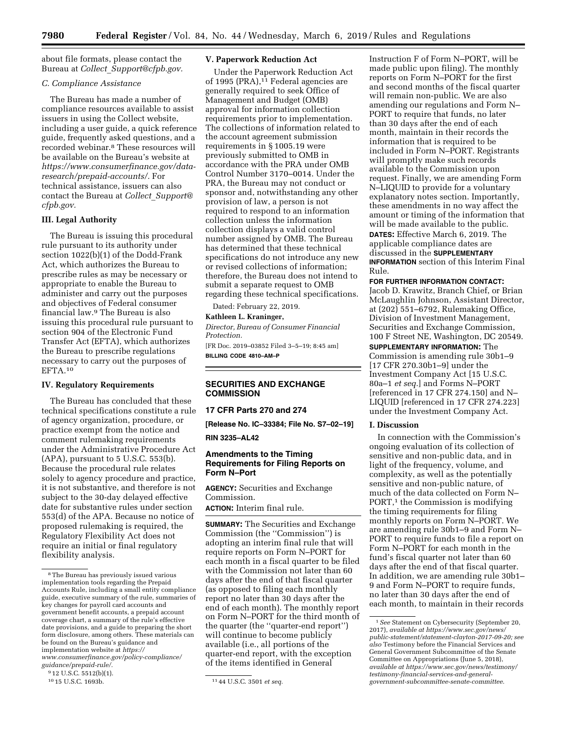about file formats, please contact the Bureau at *Collect_Support@cfpb.gov.*

*C. Compliance Assistance*

The Bureau has made a number of compliance resources available to assist issuers in using the Collect website, including a user guide, a quick reference guide, frequently asked questions, and a recorded webinar.[8] These resources will be available on the Bureau's website at *https://www.consumerfinance.gov/data-research/prepaid-accounts/.* For technical assistance, issuers can also contact the Bureau at *Collect_Support@cfpb.gov.*

### III. Legal Authority

The Bureau is issuing this procedural rule pursuant to its authority under section 1022(b)(1) of the Dodd-Frank Act, which authorizes the Bureau to prescribe rules as may be necessary or appropriate to enable the Bureau to administer and carry out the purposes and objectives of Federal consumer financial law.[9] The Bureau is also issuing this procedural rule pursuant to section 904 of the Electronic Fund Transfer Act (EFTA), which authorizes the Bureau to prescribe regulations necessary to carry out the purposes of EFTA.[10]

### IV. Regulatory Requirements

The Bureau has concluded that these technical specifications constitute a rule of agency organization, procedure, or practice exempt from the notice and comment rulemaking requirements under the Administrative Procedure Act (APA), pursuant to 5 U.S.C. 553(b). Because the procedural rule relates solely to agency procedure and practice, it is not substantive, and therefore is not subject to the 30-day delayed effective date for substantive rules under section 553(d) of the APA. Because no notice of proposed rulemaking is required, the Regulatory Flexibility Act does not require an initial or final regulatory flexibility analysis.

### V. Paperwork Reduction Act

Under the Paperwork Reduction Act of 1995 (PRA),[11] Federal agencies are generally required to seek Office of Management and Budget (OMB) approval for information collection requirements prior to implementation. The collections of information related to the account agreement submission requirements in § 1005.19 were previously submitted to OMB in accordance with the PRA under OMB Control Number 3170–0014. Under the PRA, the Bureau may not conduct or sponsor and, notwithstanding any other provision of law, a person is not required to respond to an information collection unless the information collection displays a valid control number assigned by OMB. The Bureau has determined that these technical specifications do not introduce any new or revised collections of information; therefore, the Bureau does not intend to submit a separate request to OMB regarding these technical specifications.

Dated: February 22, 2019.

**Kathleen L. Kraninger,**

*Director, Bureau of Consumer Financial Protection.*

[FR Doc. 2019–03852 Filed 3–5–19; 8:45 am]

**BILLING CODE 4810–AM–P**

---

## SECURITIES AND EXCHANGE COMMISSION

### 17 CFR Parts 270 and 274

**[Release No. IC–33384; File No. S7–02–19]**

**RIN 3235–AL42**

## Amendments to the Timing Requirements for Filing Reports on Form N–Port

**AGENCY:** Securities and Exchange Commission.

**ACTION:** Interim final rule.

**SUMMARY:** The Securities and Exchange Commission (the ''Commission'') is adopting an interim final rule that will require reports on Form N–PORT for each month in a fiscal quarter to be filed with the Commission not later than 60 days after the end of that fiscal quarter (as opposed to filing each monthly report no later than 30 days after the end of each month). The monthly report on Form N–PORT for the third month of the quarter (the ''quarter-end report'') will continue to become publicly available (i.e., all portions of the quarter-end report, with the exception of the items identified in General Instruction F of Form N–PORT, will be made public upon filing). The monthly reports on Form N–PORT for the first and second months of the fiscal quarter will remain non-public. We are also amending our regulations and Form N–PORT to require that funds, no later than 30 days after the end of each month, maintain in their records the information that is required to be included in Form N–PORT. Registrants will promptly make such records available to the Commission upon request. Finally, we are amending Form N–LIQUID to provide for a voluntary explanatory notes section. Importantly, these amendments in no way affect the amount or timing of the information that will be made available to the public.

**DATES:** Effective March 6, 2019. The applicable compliance dates are discussed in the **SUPPLEMENTARY INFORMATION** section of this Interim Final Rule.

**FOR FURTHER INFORMATION CONTACT:** Jacob D. Krawitz, Branch Chief, or Brian McLaughlin Johnson, Assistant Director, at (202) 551–6792, Rulemaking Office, Division of Investment Management, Securities and Exchange Commission, 100 F Street NE, Washington, DC 20549.

**SUPPLEMENTARY INFORMATION:** The Commission is amending rule 30b1–9 [17 CFR 270.30b1–9] under the Investment Company Act [15 U.S.C. 80a–1 *et seq.*] and Forms N–PORT [referenced in 17 CFR 274.150] and N–LIQUID [referenced in 17 CFR 274.223] under the Investment Company Act.

### I. Discussion

In connection with the Commission's ongoing evaluation of its collection of sensitive and non-public data, and in light of the frequency, volume, and complexity, as well as the potentially sensitive and non-public nature, of much of the data collected on Form N–PORT,[1] the Commission is modifying the timing requirements for filing monthly reports on Form N–PORT. We are amending rule 30b1–9 and Form N–PORT to require funds to file a report on Form N–PORT for each month in the fund's fiscal quarter not later than 60 days after the end of that fiscal quarter. In addition, we are amending rule 30b1–9 and Form N–PORT to require funds, no later than 30 days after the end of each month, to maintain in their records

---

[8] The Bureau has previously issued various implementation tools regarding the Prepaid Accounts Rule, including a small entity compliance guide, executive summary of the rule, summaries of key changes for payroll card accounts and government benefit accounts, a prepaid account coverage chart, a summary of the rule's effective date provisions, and a guide to preparing the short form disclosure, among others. These materials can be found on the Bureau's guidance and implementation website at *https://www.consumerfinance.gov/policy-compliance/guidance/prepaid-rule/.*

[9] 12 U.S.C. 5512(b)(1).

[10] 15 U.S.C. 1693b.

[11] 44 U.S.C. 3501 *et seq.*

[1] *See* Statement on Cybersecurity (September 20, 2017), *available at https://www.sec.gov/news/public-statement/statement-clayton-2017-09-20; see also* Testimony before the Financial Services and General Government Subcommittee of the Senate Committee on Appropriations (June 5, 2018), *available at https://www.sec.gov/news/testimony/testimony-financial-services-and-general-government-subcommittee-senate-committee.*